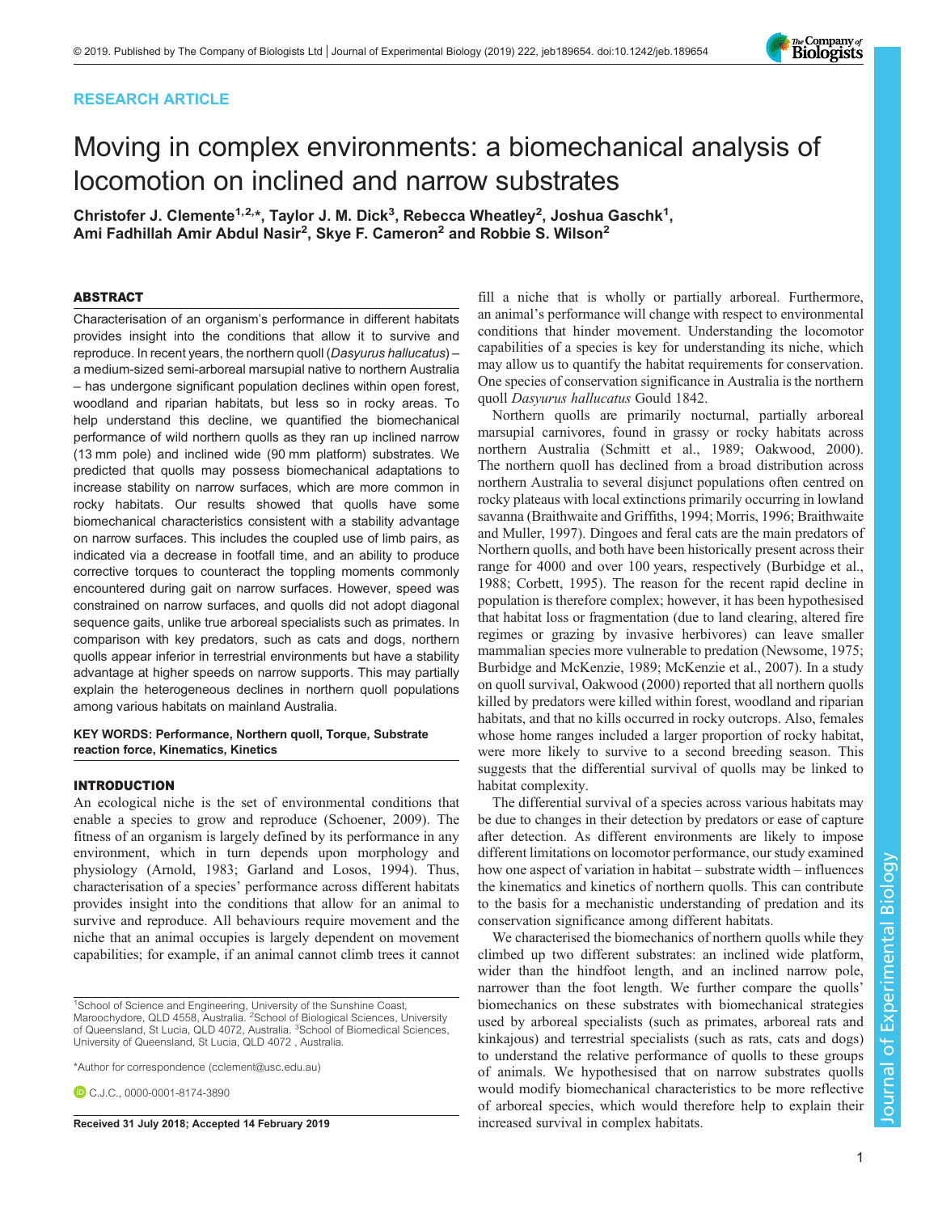RESEARCH ARTICLE

# Moving in complex environments: a biomechanical analysis of locomotion on inclined and narrow substrates

**Christofer J. Clemente[1,2,*], Taylor J. M. Dick[3], Rebecca Wheatley[2], Joshua Gaschk[1], Ami Fadhillah Amir Abdul Nasir[2], Skye F. Cameron[2] and Robbie S. Wilson[2]**

## ABSTRACT

Characterisation of an organism's performance in different habitats provides insight into the conditions that allow it to survive and reproduce. In recent years, the northern quoll (*Dasyurus hallucatus*) – a medium-sized semi-arboreal marsupial native to northern Australia – has undergone significant population declines within open forest, woodland and riparian habitats, but less so in rocky areas. To help understand this decline, we quantified the biomechanical performance of wild northern quolls as they ran up inclined narrow (13 mm pole) and inclined wide (90 mm platform) substrates. We predicted that quolls may possess biomechanical adaptations to increase stability on narrow surfaces, which are more common in rocky habitats. Our results showed that quolls have some biomechanical characteristics consistent with a stability advantage on narrow surfaces. This includes the coupled use of limb pairs, as indicated via a decrease in footfall time, and an ability to produce corrective torques to counteract the toppling moments commonly encountered during gait on narrow surfaces. However, speed was constrained on narrow surfaces, and quolls did not adopt diagonal sequence gaits, unlike true arboreal specialists such as primates. In comparison with key predators, such as cats and dogs, northern quolls appear inferior in terrestrial environments but have a stability advantage at higher speeds on narrow supports. This may partially explain the heterogeneous declines in northern quoll populations among various habitats on mainland Australia.

**KEY WORDS: Performance, Northern quoll, Torque, Substrate reaction force, Kinematics, Kinetics**

## INTRODUCTION

An ecological niche is the set of environmental conditions that enable a species to grow and reproduce (Schoener, 2009). The fitness of an organism is largely defined by its performance in any environment, which in turn depends upon morphology and physiology (Arnold, 1983; Garland and Losos, 1994). Thus, characterisation of a species' performance across different habitats provides insight into the conditions that allow for an animal to survive and reproduce. All behaviours require movement and the niche that an animal occupies is largely dependent on movement capabilities; for example, if an animal cannot climb trees it cannot fill a niche that is wholly or partially arboreal. Furthermore, an animal's performance will change with respect to environmental conditions that hinder movement. Understanding the locomotor capabilities of a species is key for understanding its niche, which may allow us to quantify the habitat requirements for conservation. One species of conservation significance in Australia is the northern quoll *Dasyurus hallucatus* Gould 1842.

Northern quolls are primarily nocturnal, partially arboreal marsupial carnivores, found in grassy or rocky habitats across northern Australia (Schmitt et al., 1989; Oakwood, 2000). The northern quoll has declined from a broad distribution across northern Australia to several disjunct populations often centred on rocky plateaus with local extinctions primarily occurring in lowland savanna (Braithwaite and Griffiths, 1994; Morris, 1996; Braithwaite and Muller, 1997). Dingoes and feral cats are the main predators of Northern quolls, and both have been historically present across their range for 4000 and over 100 years, respectively (Burbidge et al., 1988; Corbett, 1995). The reason for the recent rapid decline in population is therefore complex; however, it has been hypothesised that habitat loss or fragmentation (due to land clearing, altered fire regimes or grazing by invasive herbivores) can leave smaller mammalian species more vulnerable to predation (Newsome, 1975; Burbidge and McKenzie, 1989; McKenzie et al., 2007). In a study on quoll survival, Oakwood (2000) reported that all northern quolls killed by predators were killed within forest, woodland and riparian habitats, and that no kills occurred in rocky outcrops. Also, females whose home ranges included a larger proportion of rocky habitat, were more likely to survive to a second breeding season. This suggests that the differential survival of quolls may be linked to habitat complexity.

The differential survival of a species across various habitats may be due to changes in their detection by predators or ease of capture after detection. As different environments are likely to impose different limitations on locomotor performance, our study examined how one aspect of variation in habitat – substrate width – influences the kinematics and kinetics of northern quolls. This can contribute to the basis for a mechanistic understanding of predation and its conservation significance among different habitats.

We characterised the biomechanics of northern quolls while they climbed up two different substrates: an inclined wide platform, wider than the hindfoot length, and an inclined narrow pole, narrower than the foot length. We further compare the quolls' biomechanics on these substrates with biomechanical strategies used by arboreal specialists (such as primates, arboreal rats and kinkajous) and terrestrial specialists (such as rats, cats and dogs) to understand the relative performance of quolls to these groups of animals. We hypothesised that on narrow substrates quolls would modify biomechanical characteristics to be more reflective of arboreal species, which would therefore help to explain their increased survival in complex habitats.

---

[1]School of Science and Engineering, University of the Sunshine Coast, Maroochydore, QLD 4558, Australia. [2]School of Biological Sciences, University of Queensland, St Lucia, QLD 4072, Australia. [3]School of Biomedical Sciences, University of Queensland, St Lucia, QLD 4072 , Australia.

*Author for correspondence (cclement@usc.edu.au)

C.J.C., 0000-0001-8174-3890

Received 31 July 2018; Accepted 14 February 2019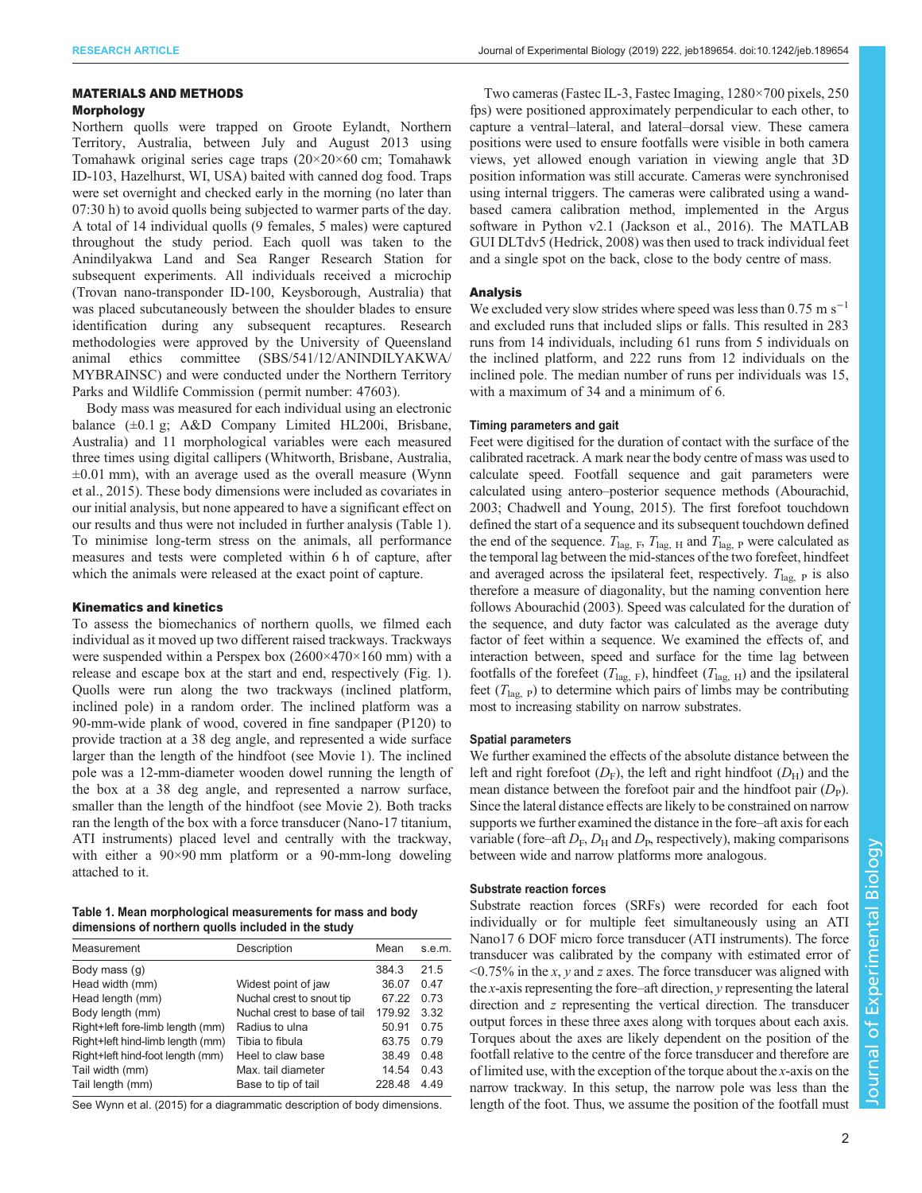## MATERIALS AND METHODS

### Morphology

Northern quolls were trapped on Groote Eylandt, Northern Territory, Australia, between July and August 2013 using Tomahawk original series cage traps (20×20×60 cm; Tomahawk ID-103, Hazelhurst, WI, USA) baited with canned dog food. Traps were set overnight and checked early in the morning (no later than 07:30 h) to avoid quolls being subjected to warmer parts of the day. A total of 14 individual quolls (9 females, 5 males) were captured throughout the study period. Each quoll was taken to the Anindilyakwa Land and Sea Ranger Research Station for subsequent experiments. All individuals received a microchip (Trovan nano-transponder ID-100, Keysborough, Australia) that was placed subcutaneously between the shoulder blades to ensure identification during any subsequent recaptures. Research methodologies were approved by the University of Queensland animal ethics committee (SBS/541/12/ANINDILYAKWA/MYBRAINSC) and were conducted under the Northern Territory Parks and Wildlife Commission (permit number: 47603).

Body mass was measured for each individual using an electronic balance (±0.1 g; A&D Company Limited HL200i, Brisbane, Australia) and 11 morphological variables were each measured three times using digital callipers (Whitworth, Brisbane, Australia, ±0.01 mm), with an average used as the overall measure (Wynn et al., 2015). These body dimensions were included as covariates in our initial analysis, but none appeared to have a significant effect on our results and thus were not included in further analysis (Table 1). To minimise long-term stress on the animals, all performance measures and tests were completed within 6 h of capture, after which the animals were released at the exact point of capture.

### Kinematics and kinetics

To assess the biomechanics of northern quolls, we filmed each individual as it moved up two different raised trackways. Trackways were suspended within a Perspex box (2600×470×160 mm) with a release and escape box at the start and end, respectively (Fig. 1). Quolls were run along the two trackways (inclined platform, inclined pole) in a random order. The inclined platform was a 90-mm-wide plank of wood, covered in fine sandpaper (P120) to provide traction at a 38 deg angle, and represented a wide surface larger than the length of the hindfoot (see Movie 1). The inclined pole was a 12-mm-diameter wooden dowel running the length of the box at a 38 deg angle, and represented a narrow surface, smaller than the length of the hindfoot (see Movie 2). Both tracks ran the length of the box with a force transducer (Nano-17 titanium, ATI instruments) placed level and centrally with the trackway, with either a 90×90 mm platform or a 90-mm-long doweling attached to it.

**Table 1. Mean morphological measurements for mass and body dimensions of northern quolls included in the study**

| Measurement | Description | Mean | s.e.m. |
|---|---|---|---|
| Body mass (g) | | 384.3 | 21.5 |
| Head width (mm) | Widest point of jaw | 36.07 | 0.47 |
| Head length (mm) | Nuchal crest to snout tip | 67.22 | 0.73 |
| Body length (mm) | Nuchal crest to base of tail | 179.92 | 3.32 |
| Right+left fore-limb length (mm) | Radius to ulna | 50.91 | 0.75 |
| Right+left hind-limb length (mm) | Tibia to fibula | 63.75 | 0.79 |
| Right+left hind-foot length (mm) | Heel to claw base | 38.49 | 0.48 |
| Tail width (mm) | Max. tail diameter | 14.54 | 0.43 |
| Tail length (mm) | Base to tip of tail | 228.48 | 4.49 |

See Wynn et al. (2015) for a diagrammatic description of body dimensions.

Two cameras (Fastec IL-3, Fastec Imaging, 1280×700 pixels, 250 fps) were positioned approximately perpendicular to each other, to capture a ventral–lateral, and lateral–dorsal view. These camera positions were used to ensure footfalls were visible in both camera views, yet allowed enough variation in viewing angle that 3D position information was still accurate. Cameras were synchronised using internal triggers. The cameras were calibrated using a wand-based camera calibration method, implemented in the Argus software in Python v2.1 (Jackson et al., 2016). The MATLAB GUI DLTdv5 (Hedrick, 2008) was then used to track individual feet and a single spot on the back, close to the body centre of mass.

### Analysis

We excluded very slow strides where speed was less than 0.75 m s$^{-1}$ and excluded runs that included slips or falls. This resulted in 283 runs from 14 individuals, including 61 runs from 5 individuals on the inclined platform, and 222 runs from 12 individuals on the inclined pole. The median number of runs per individuals was 15, with a maximum of 34 and a minimum of 6.

#### Timing parameters and gait

Feet were digitised for the duration of contact with the surface of the calibrated racetrack. A mark near the body centre of mass was used to calculate speed. Footfall sequence and gait parameters were calculated using antero–posterior sequence methods (Abourachid, 2003; Chadwell and Young, 2015). The first forefoot touchdown defined the start of a sequence and its subsequent touchdown defined the end of the sequence. $T_{\mathrm{lag,\ F}}$, $T_{\mathrm{lag,\ H}}$ and $T_{\mathrm{lag,\ P}}$ were calculated as the temporal lag between the mid-stances of the two forefeet, hindfeet and averaged across the ipsilateral feet, respectively. $T_{\mathrm{lag,\ P}}$ is also therefore a measure of diagonality, but the naming convention here follows Abourachid (2003). Speed was calculated for the duration of the sequence, and duty factor was calculated as the average duty factor of feet within a sequence. We examined the effects of, and interaction between, speed and surface for the time lag between footfalls of the forefeet ($T_{\mathrm{lag,\ F}}$), hindfeet ($T_{\mathrm{lag,\ H}}$) and the ipsilateral feet ($T_{\mathrm{lag,\ P}}$) to determine which pairs of limbs may be contributing most to increasing stability on narrow substrates.

#### Spatial parameters

We further examined the effects of the absolute distance between the left and right forefoot ($D_{\mathrm{F}}$), the left and right hindfoot ($D_{\mathrm{H}}$) and the mean distance between the forefoot pair and the hindfoot pair ($D_{\mathrm{P}}$). Since the lateral distance effects are likely to be constrained on narrow supports we further examined the distance in the fore–aft axis for each variable (fore–aft $D_{\mathrm{F}}$, $D_{\mathrm{H}}$ and $D_{\mathrm{P}}$, respectively), making comparisons between wide and narrow platforms more analogous.

#### Substrate reaction forces

Substrate reaction forces (SRFs) were recorded for each foot individually or for multiple feet simultaneously using an ATI Nano17 6 DOF micro force transducer (ATI instruments). The force transducer was calibrated by the company with estimated error of <0.75% in the *x*, *y* and *z* axes. The force transducer was aligned with the *x*-axis representing the fore–aft direction, *y* representing the lateral direction and *z* representing the vertical direction. The transducer output forces in these three axes along with torques about each axis. Torques about the axes are likely dependent on the position of the footfall relative to the centre of the force transducer and therefore are of limited use, with the exception of the torque about the *x*-axis on the narrow trackway. In this setup, the narrow pole was less than the length of the foot. Thus, we assume the position of the footfall must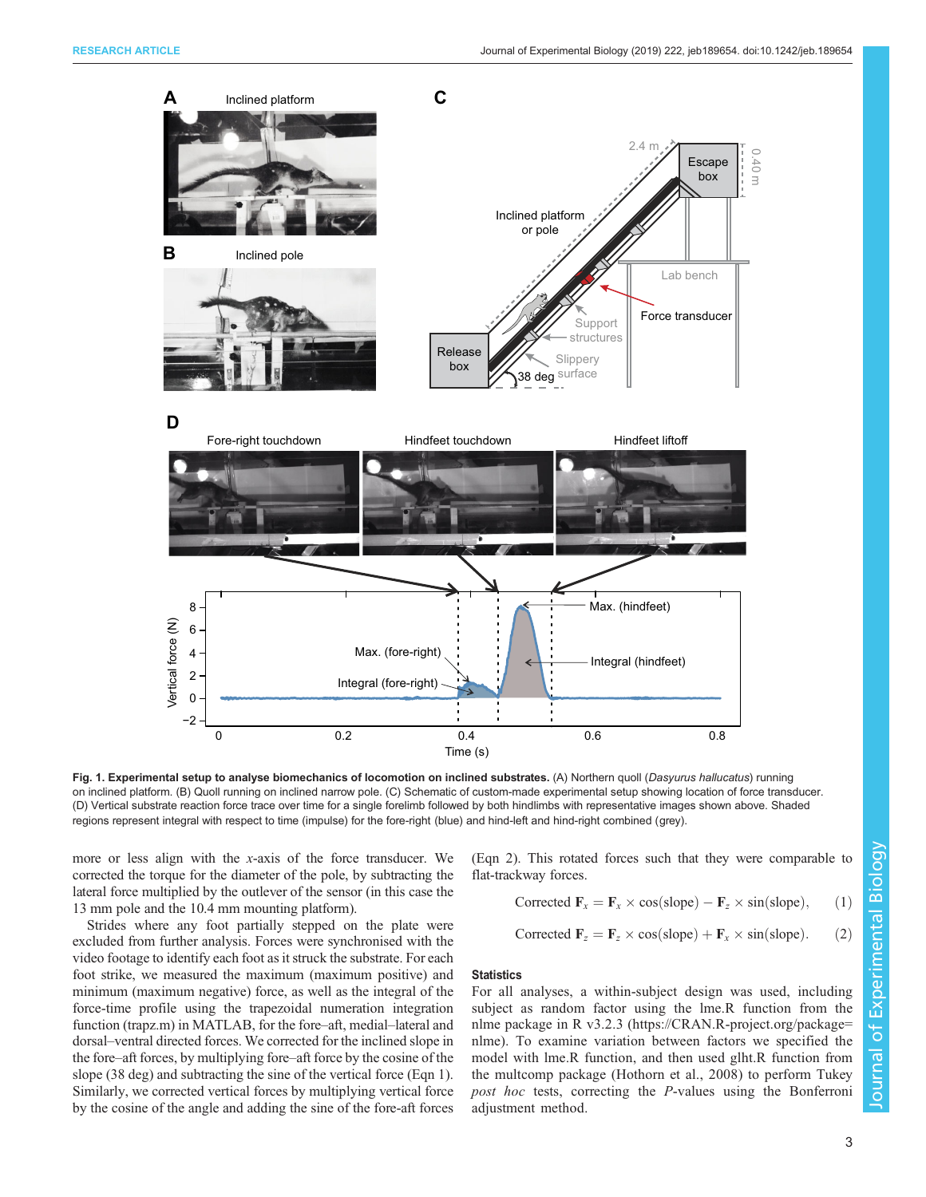Fig. 1. Experimental setup to analyse biomechanics of locomotion on inclined substrates. (A) Northern quoll (*Dasyurus hallucatus*) running on inclined platform. (B) Quoll running on inclined narrow pole. (C) Schematic of custom-made experimental setup showing location of force transducer. (D) Vertical substrate reaction force trace over time for a single forelimb followed by both hindlimbs with representative images shown above. Shaded regions represent integral with respect to time (impulse) for the fore-right (blue) and hind-left and hind-right combined (grey).

more or less align with the $x$-axis of the force transducer. We corrected the torque for the diameter of the pole, by subtracting the lateral force multiplied by the outlever of the sensor (in this case the 13 mm pole and the 10.4 mm mounting platform).

Strides where any foot partially stepped on the plate were excluded from further analysis. Forces were synchronised with the video footage to identify each foot as it struck the substrate. For each foot strike, we measured the maximum (maximum positive) and minimum (maximum negative) force, as well as the integral of the force-time profile using the trapezoidal numerical integration function (trapz.m) in MATLAB, for the fore–aft, medial–lateral and dorsal–ventral directed forces. We corrected for the inclined slope in the fore–aft forces, by multiplying fore–aft force by the cosine of the slope (38 deg) and subtracting the sine of the vertical force (Eqn 1). Similarly, we corrected vertical forces by multiplying vertical force by the cosine of the angle and adding the sine of the fore-aft forces (Eqn 2). This rotated forces such that they were comparable to flat-trackway forces.

$$\text{Corrected } \mathbf{F}_x = \mathbf{F}_x \times \cos(\text{slope}) - \mathbf{F}_z \times \sin(\text{slope}), \quad (1)$$

$$\text{Corrected } \mathbf{F}_z = \mathbf{F}_z \times \cos(\text{slope}) + \mathbf{F}_x \times \sin(\text{slope}). \quad (2)$$

### Statistics

For all analyses, a within-subject design was used, including subject as random factor using the lme.R function from the nlme package in R v3.2.3 (https://CRAN.R-project.org/package=nlme). To examine variation between factors we specified the model with lme.R function, and then used glht.R function from the multcomp package (Hothorn et al., 2008) to perform Tukey *post hoc* tests, correcting the $P$-values using the Bonferroni adjustment method.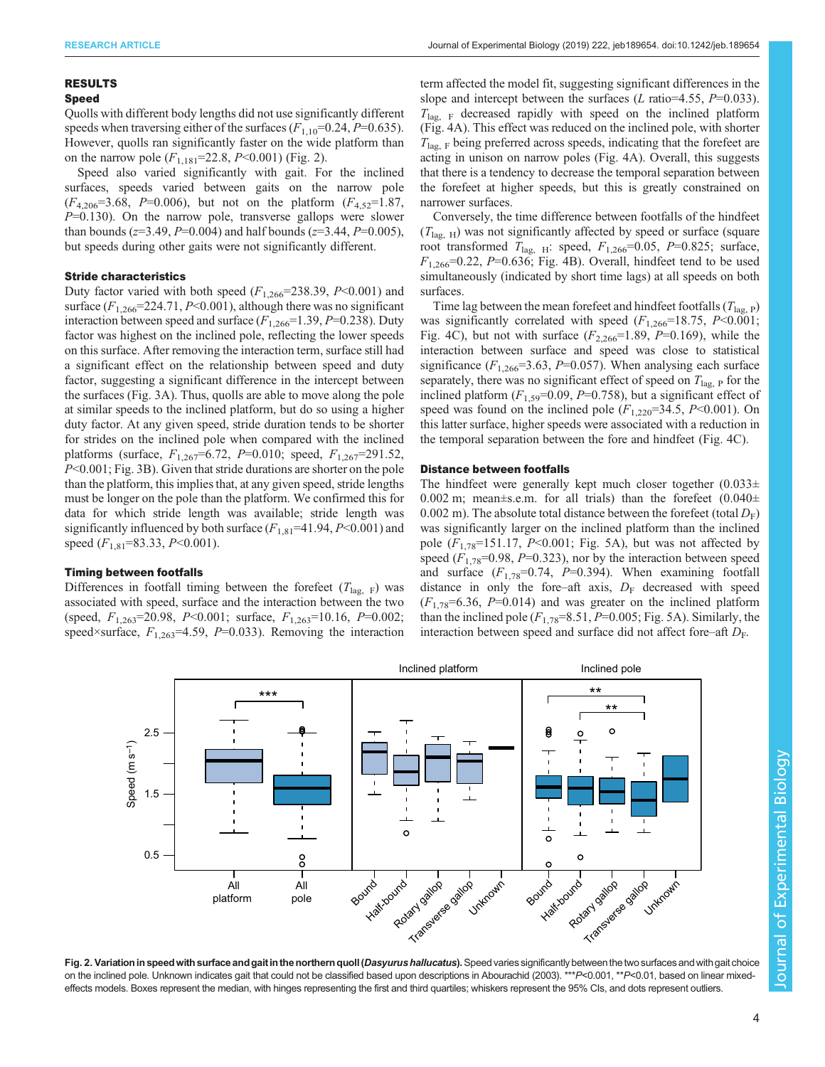## RESULTS

### Speed

Quolls with different body lengths did not use significantly different speeds when traversing either of the surfaces ($F_{1,10}$=0.24, $P$=0.635). However, quolls ran significantly faster on the wide platform than on the narrow pole ($F_{1,181}$=22.8, $P$<0.001) (Fig. 2).

Speed also varied significantly with gait. For the inclined surfaces, speeds varied between gaits on the narrow pole ($F_{4,206}$=3.68, $P$=0.006), but not on the platform ($F_{4,52}$=1.87, $P$=0.130). On the narrow pole, transverse gallops were slower than bounds ($z$=3.49, $P$=0.004) and half bounds ($z$=3.44, $P$=0.005), but speeds during other gaits were not significantly different.

### Stride characteristics

Duty factor varied with both speed ($F_{1,266}$=238.39, $P$<0.001) and surface ($F_{1,266}$=224.71, $P$<0.001), although there was no significant interaction between speed and surface ($F_{1,266}$=1.39, $P$=0.238). Duty factor was highest on the inclined pole, reflecting the lower speeds on this surface. After removing the interaction term, surface still had a significant effect on the relationship between speed and duty factor, suggesting a significant difference in the intercept between the surfaces (Fig. 3A). Thus, quolls are able to move along the pole at similar speeds to the inclined platform, but do so using a higher duty factor. At any given speed, stride duration tends to be shorter for strides on the inclined pole when compared with the inclined platforms (surface, $F_{1,267}$=6.72, $P$=0.010; speed, $F_{1,267}$=291.52, $P$<0.001; Fig. 3B). Given that stride durations are shorter on the pole than the platform, this implies that, at any given speed, stride lengths must be longer on the pole than the platform. We confirmed this for data for which stride length was available; stride length was significantly influenced by both surface ($F_{1,81}$=41.94, $P$<0.001) and speed ($F_{1,81}$=83.33, $P$<0.001).

### Timing between footfalls

Differences in footfall timing between the forefeet ($T_{\mathrm{lag,\ F}}$) was associated with speed, surface and the interaction between the two (speed, $F_{1,263}$=20.98, $P$<0.001; surface, $F_{1,263}$=10.16, $P$=0.002; speed×surface, $F_{1,263}$=4.59, $P$=0.033). Removing the interaction term affected the model fit, suggesting significant differences in the slope and intercept between the surfaces ($L$ ratio=4.55, $P$=0.033). $T_{\mathrm{lag,\ F}}$ decreased rapidly with speed on the inclined platform (Fig. 4A). This effect was reduced on the inclined pole, with shorter $T_{\mathrm{lag,\ F}}$ being preferred across speeds, indicating that the forefeet are acting in unison on narrow poles (Fig. 4A). Overall, this suggests that there is a tendency to decrease the temporal separation between the forefeet at higher speeds, but this is greatly constrained on narrower surfaces.

Conversely, the time difference between footfalls of the hindfeet ($T_{\mathrm{lag,\ H}}$) was not significantly affected by speed or surface (square root transformed $T_{\mathrm{lag,\ H}}$: speed, $F_{1,266}$=0.05, $P$=0.825; surface, $F_{1,266}$=0.22, $P$=0.636; Fig. 4B). Overall, hindfeet tend to be used simultaneously (indicated by short time lags) at all speeds on both surfaces.

Time lag between the mean forefeet and hindfeet footfalls ($T_{\mathrm{lag,\ P}}$) was significantly correlated with speed ($F_{1,266}$=18.75, $P$<0.001; Fig. 4C), but not with surface ($F_{2,266}$=1.89, $P$=0.169), while the interaction between surface and speed was close to statistical significance ($F_{1,266}$=3.63, $P$=0.057). When analysing each surface separately, there was no significant effect of speed on $T_{\mathrm{lag,\ P}}$ for the inclined platform ($F_{1,59}$=0.09, $P$=0.758), but a significant effect of speed was found on the inclined pole ($F_{1,220}$=34.5, $P$<0.001). On this latter surface, higher speeds were associated with a reduction in the temporal separation between the fore and hindfeet (Fig. 4C).

### Distance between footfalls

The hindfeet were generally kept much closer together (0.033±0.002 m; mean±s.e.m. for all trials) than the forefeet (0.040±0.002 m). The absolute total distance between the forefeet (total $D_{\mathrm{F}}$) was significantly larger on the inclined platform than the inclined pole ($F_{1,78}$=151.17, $P$<0.001; Fig. 5A), but was not affected by speed ($F_{1,78}$=0.98, $P$=0.323), nor by the interaction between speed and surface ($F_{1,78}$=0.74, $P$=0.394). When examining footfall distance in only the fore–aft axis, $D_{\mathrm{F}}$ decreased with speed ($F_{1,78}$=6.36, $P$=0.014) and was greater on the inclined platform than the inclined pole ($F_{1,78}$=8.51, $P$=0.005; Fig. 5A). Similarly, the interaction between speed and surface did not affect fore–aft $D_{\mathrm{F}}$.

**Fig. 2. Variation in speed with surface and gait in the northern quoll (*Dasyurus hallucatus*).** Speed varies significantly between the two surfaces and with gait choice on the inclined pole. Unknown indicates gait that could not be classified based upon descriptions in Abourachid (2003). ***$P$<0.001, **$P$<0.01, based on linear mixed-effects models. Boxes represent the median, with hinges representing the first and third quartiles; whiskers represent the 95% CIs, and dots represent outliers.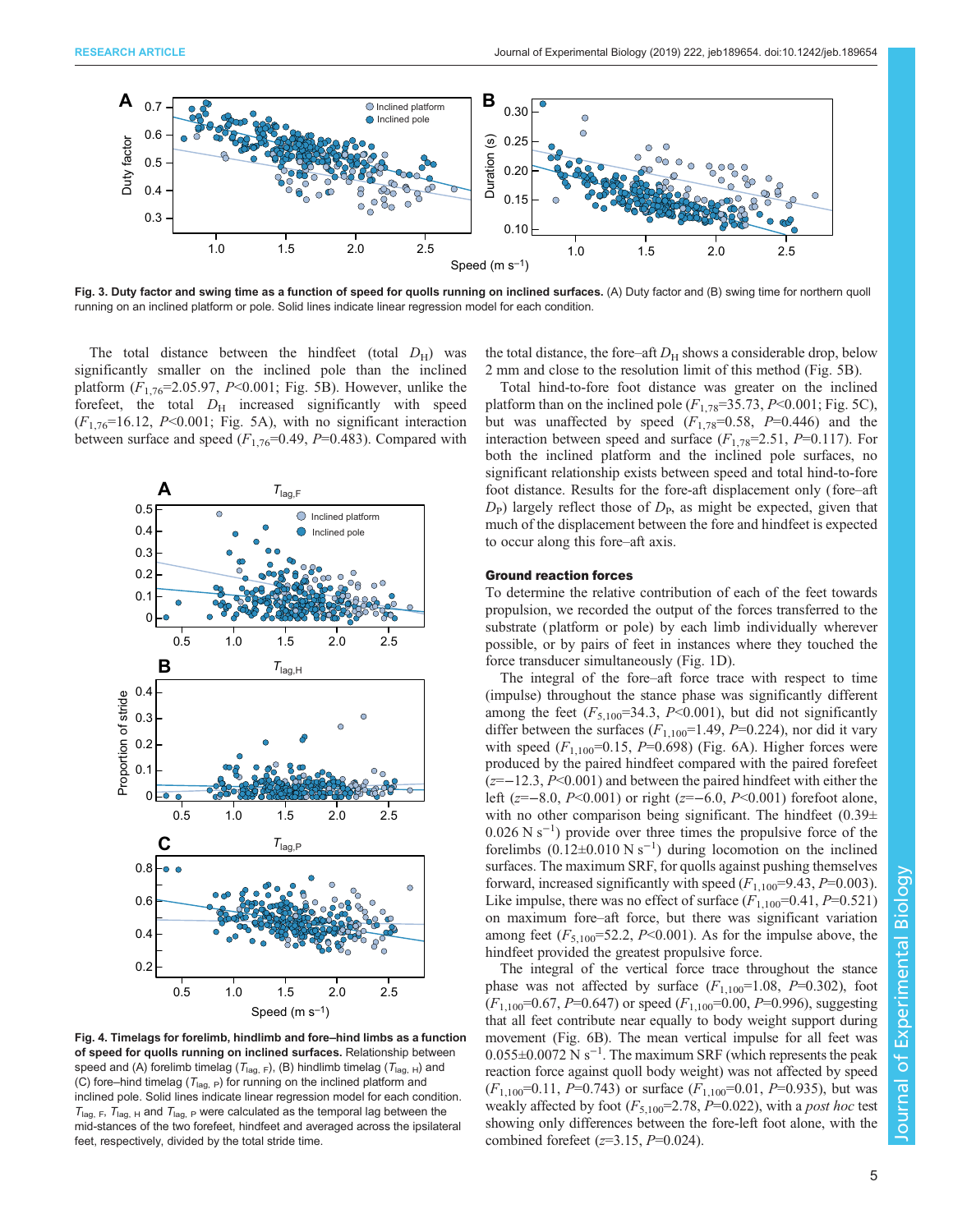Fig. 3. Duty factor and swing time as a function of speed for quolls running on inclined surfaces. (A) Duty factor and (B) swing time for northern quoll running on an inclined platform or pole. Solid lines indicate linear regression model for each condition.

The total distance between the hindfeet (total $D_H$) was significantly smaller on the inclined pole than the inclined platform ($F_{1,76}$=2.05.97, $P$<0.001; Fig. 5B). However, unlike the forefeet, the total $D_H$ increased significantly with speed ($F_{1,76}$=16.12, $P$<0.001; Fig. 5A), with no significant interaction between surface and speed ($F_{1,76}$=0.49, $P$=0.483). Compared with the total distance, the fore–aft $D_H$ shows a considerable drop, below 2 mm and close to the resolution limit of this method (Fig. 5B).

Fig. 4. Timelags for forelimb, hindlimb and fore–hind limbs as a function of speed for quolls running on inclined surfaces. Relationship between speed and (A) forelimb timelag ($T_{lag,F}$), (B) hindlimb timelag ($T_{lag,H}$) and (C) fore–hind timelag ($T_{lag,P}$) for running on the inclined platform and inclined pole. Solid lines indicate linear regression model for each condition. $T_{lag,F}$, $T_{lag,H}$ and $T_{lag,P}$ were calculated as the temporal lag between the mid-stances of the two forefeet, hindfeet and averaged across the ipsilateral feet, respectively, divided by the total stride time.

Total hind-to-fore foot distance was greater on the inclined platform than on the inclined pole ($F_{1,78}$=35.73, $P$<0.001; Fig. 5C), but was unaffected by speed ($F_{1,78}$=0.58, $P$=0.446) and the interaction between speed and surface ($F_{1,78}$=2.51, $P$=0.117). For both the inclined platform and the inclined pole surfaces, no significant relationship exists between speed and total hind-to-fore foot distance. Results for the fore-aft displacement only (fore–aft $D_P$) largely reflect those of $D_P$, as might be expected, given that much of the displacement between the fore and hindfeet is expected to occur along this fore–aft axis.

### Ground reaction forces

To determine the relative contribution of each of the feet towards propulsion, we recorded the output of the forces transferred to the substrate (platform or pole) by each limb individually wherever possible, or by pairs of feet in instances where they touched the force transducer simultaneously (Fig. 1D).

The integral of the fore–aft force trace with respect to time (impulse) throughout the stance phase was significantly different among the feet ($F_{5,100}$=34.3, $P$<0.001), but did not significantly differ between the surfaces ($F_{1,100}$=1.49, $P$=0.224), nor did it vary with speed ($F_{1,100}$=0.15, $P$=0.698) (Fig. 6A). Higher forces were produced by the paired hindfeet compared with the paired forefeet ($z$=−12.3, $P$<0.001) and between the paired hindfeet with either the left ($z$=−8.0, $P$<0.001) or right ($z$=−6.0, $P$<0.001) forefoot alone, with no other comparison being significant. The hindfeet (0.39±0.026 N s$^{-1}$) provide over three times the propulsive force of the forelimbs (0.12±0.010 N s$^{-1}$) during locomotion on the inclined surfaces. The maximum SRF, for quolls against pushing themselves forward, increased significantly with speed ($F_{1,100}$=9.43, $P$=0.003). Like impulse, there was no effect of surface ($F_{1,100}$=0.41, $P$=0.521) on maximum fore–aft force, but there was significant variation among feet ($F_{5,100}$=52.2, $P$<0.001). As for the impulse above, the hindfeet provided the greatest propulsive force.

The integral of the vertical force trace throughout the stance phase was not affected by surface ($F_{1,100}$=1.08, $P$=0.302), foot ($F_{1,100}$=0.67, $P$=0.647) or speed ($F_{1,100}$=0.00, $P$=0.996), suggesting that all feet contribute near equally to body weight support during movement (Fig. 6B). The mean vertical impulse for all feet was 0.055±0.0072 N s$^{-1}$. The maximum SRF (which represents the peak reaction force against quoll body weight) was not affected by speed ($F_{1,100}$=0.11, $P$=0.743) or surface ($F_{1,100}$=0.01, $P$=0.935), but was weakly affected by foot ($F_{5,100}$=2.78, $P$=0.022), with a *post hoc* test showing only differences between the fore-left foot alone, with the combined forefeet ($z$=3.15, $P$=0.024).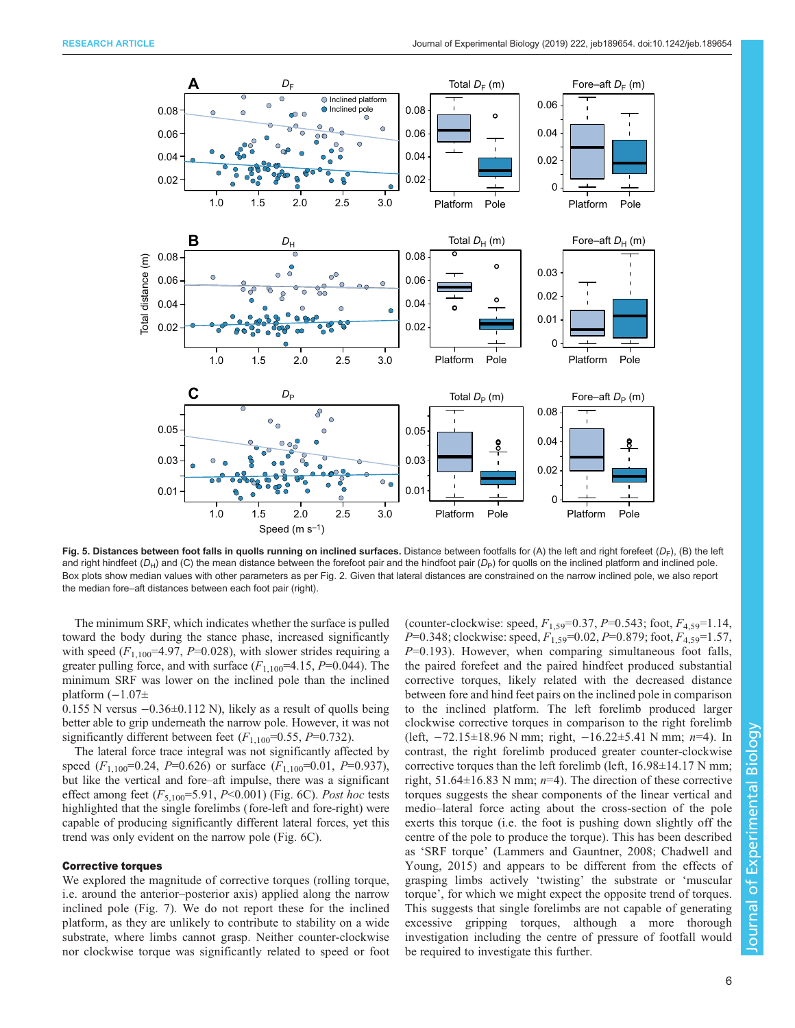**Fig. 5. Distances between foot falls in quolls running on inclined surfaces.** Distance between footfalls for (A) the left and right forefeet ($D_F$), (B) the left and right hindfeet ($D_H$) and (C) the mean distance between the forefoot pair and the hindfoot pair ($D_P$) for quolls on the inclined platform and inclined pole. Box plots show median values with other parameters as per Fig. 2. Given that lateral distances are constrained on the narrow inclined pole, we also report the median fore–aft distances between each foot pair (right).

The minimum SRF, which indicates whether the surface is pulled toward the body during the stance phase, increased significantly with speed ($F_{1,100}$=4.97, $P$=0.028), with slower strides requiring a greater pulling force, and with surface ($F_{1,100}$=4.15, $P$=0.044). The minimum SRF was lower on the inclined pole than the inclined platform (−1.07±0.155 N versus −0.36±0.112 N), likely as a result of quolls being better able to grip underneath the narrow pole. However, it was not significantly different between feet ($F_{1,100}$=0.55, $P$=0.732).

The lateral force trace integral was not significantly affected by speed ($F_{1,100}$=0.24, $P$=0.626) or surface ($F_{1,100}$=0.01, $P$=0.937), but like the vertical and fore–aft impulse, there was a significant effect among feet ($F_{5,100}$=5.91, $P$<0.001) (Fig. 6C). *Post hoc* tests highlighted that the single forelimbs (fore-left and fore-right) were capable of producing significantly different lateral forces, yet this trend was only evident on the narrow pole (Fig. 6C).

### Corrective torques

We explored the magnitude of corrective torques (rolling torque, i.e. around the anterior–posterior axis) applied along the narrow inclined pole (Fig. 7). We do not report these for the inclined platform, as they are unlikely to contribute to stability on a wide substrate, where limbs cannot grasp. Neither counter-clockwise nor clockwise torque was significantly related to speed or foot (counter-clockwise: speed, $F_{1,59}$=0.37, $P$=0.543; foot, $F_{4,59}$=1.14, $P$=0.348; clockwise: speed, $F_{1,59}$=0.02, $P$=0.879; foot, $F_{4,59}$=1.57, $P$=0.193). However, when comparing simultaneous foot falls, the paired forefeet and the paired hindfeet produced substantial corrective torques, likely related with the decreased distance between fore and hind feet pairs on the inclined pole in comparison to the inclined platform. The left forelimb produced larger clockwise corrective torques in comparison to the right forelimb (left, −72.15±18.96 N mm; right, −16.22±5.41 N mm; $n$=4). In contrast, the right forelimb produced greater counter-clockwise corrective torques than the left forelimb (left, 16.98±14.17 N mm; right, 51.64±16.83 N mm; $n$=4). The direction of these corrective torques suggests the shear components of the linear vertical and medio–lateral force acting about the cross-section of the pole exerts this torque (i.e. the foot is pushing down slightly off the centre of the pole to produce the torque). This has been described as 'SRF torque' (Lammers and Gauntner, 2008; Chadwell and Young, 2015) and appears to be different from the effects of grasping limbs actively 'twisting' the substrate or 'muscular torque', for which we might expect the opposite trend of torques. This suggests that single forelimbs are not capable of generating excessive gripping torques, although a more thorough investigation including the centre of pressure of footfall would be required to investigate this further.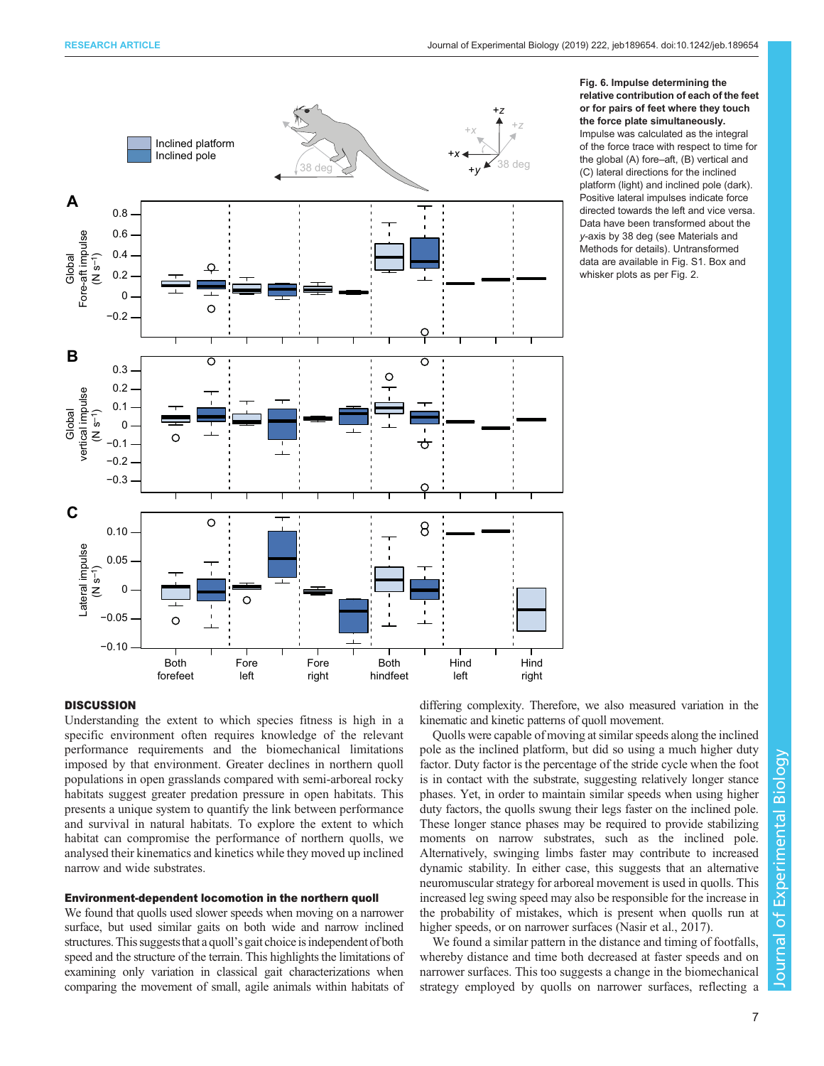**Fig. 6. Impulse determining the relative contribution of each of the feet or for pairs of feet where they touch the force plate simultaneously.** Impulse was calculated as the integral of the force trace with respect to time for the global (A) fore–aft, (B) vertical and (C) lateral directions for the inclined platform (light) and inclined pole (dark). Positive lateral impulses indicate force directed towards the left and vice versa. Data have been transformed about the *y*-axis by 38 deg (see Materials and Methods for details). Untransformed data are available in Fig. S1. Box and whisker plots as per Fig. 2.

## DISCUSSION

Understanding the extent to which species fitness is high in a specific environment often requires knowledge of the relevant performance requirements and the biomechanical limitations imposed by that environment. Greater declines in northern quoll populations in open grasslands compared with semi-arboreal rocky habitats suggest greater predation pressure in open habitats. This presents a unique system to quantify the link between performance and survival in natural habitats. To explore the extent to which habitat can compromise the performance of northern quolls, we analysed their kinematics and kinetics while they moved up inclined narrow and wide substrates.

### Environment-dependent locomotion in the northern quoll

We found that quolls used slower speeds when moving on a narrower surface, but used similar gaits on both wide and narrow inclined structures. This suggests that a quoll's gait choice is independent of both speed and the structure of the terrain. This highlights the limitations of examining only variation in classical gait characterizations when comparing the movement of small, agile animals within habitats of differing complexity. Therefore, we also measured variation in the kinematic and kinetic patterns of quoll movement.

Quolls were capable of moving at similar speeds along the inclined pole as the inclined platform, but did so using a much higher duty factor. Duty factor is the percentage of the stride cycle when the foot is in contact with the substrate, suggesting relatively longer stance phases. Yet, in order to maintain similar speeds when using higher duty factors, the quolls swung their legs faster on the inclined pole. These longer stance phases may be required to provide stabilizing moments on narrow substrates, such as the inclined pole. Alternatively, swinging limbs faster may contribute to increased dynamic stability. In either case, this suggests that an alternative neuromuscular strategy for arboreal movement is used in quolls. This increased leg swing speed may also be responsible for the increase in the probability of mistakes, which is present when quolls run at higher speeds, or on narrower surfaces (Nasir et al., 2017).

We found a similar pattern in the distance and timing of footfalls, whereby distance and time both decreased at faster speeds and on narrower surfaces. This too suggests a change in the biomechanical strategy employed by quolls on narrower surfaces, reflecting a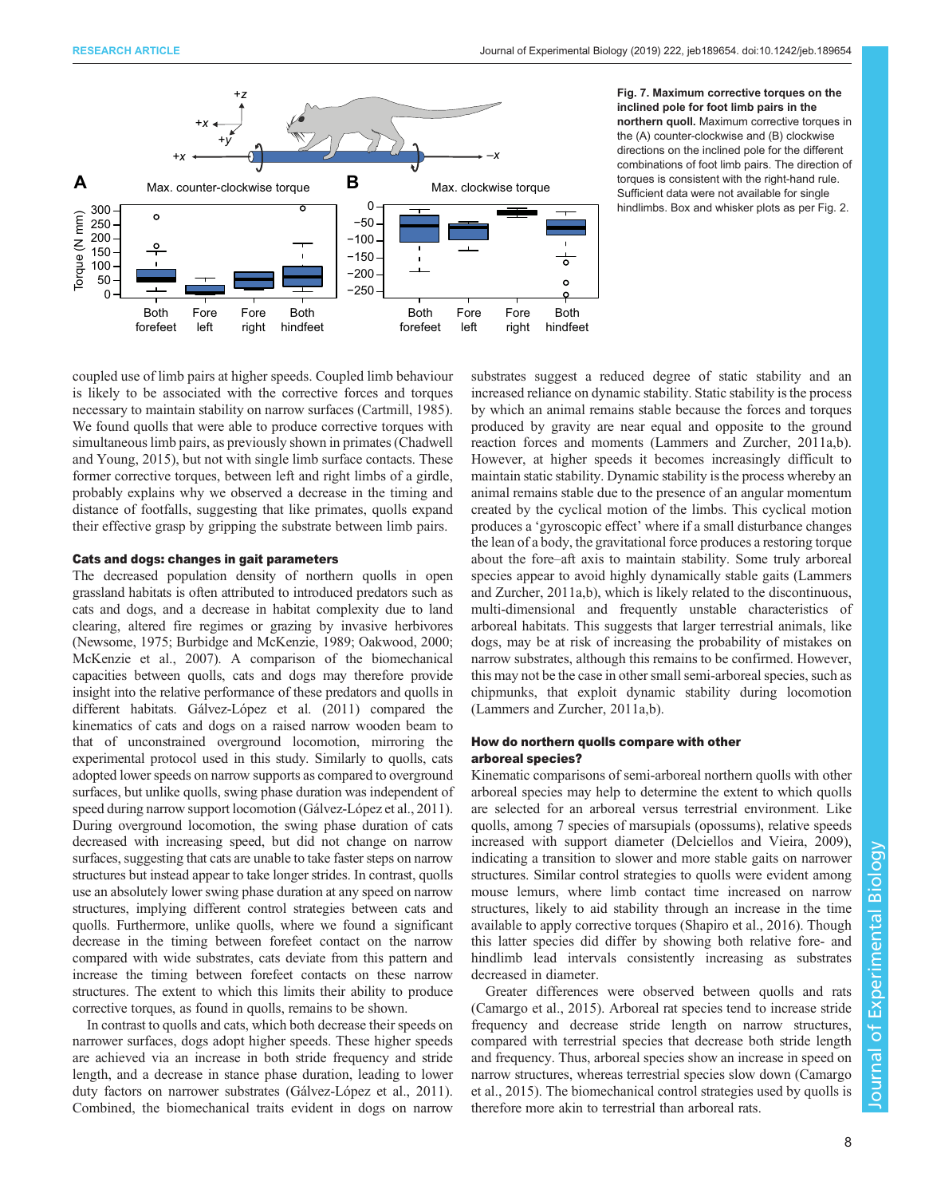**Fig. 7. Maximum corrective torques on the inclined pole for foot limb pairs in the northern quoll.** Maximum corrective torques in the (A) counter-clockwise and (B) clockwise directions on the inclined pole for the different combinations of foot limb pairs. The direction of torques is consistent with the right-hand rule. Sufficient data were not available for single hindlimbs. Box and whisker plots as per Fig. 2.

coupled use of limb pairs at higher speeds. Coupled limb behaviour is likely to be associated with the corrective forces and torques necessary to maintain stability on narrow surfaces (Cartmill, 1985). We found quolls that were able to produce corrective torques with simultaneous limb pairs, as previously shown in primates (Chadwell and Young, 2015), but not with single limb surface contacts. These former corrective torques, between left and right limbs of a girdle, probably explains why we observed a decrease in the timing and distance of footfalls, suggesting that like primates, quolls expand their effective grasp by gripping the substrate between limb pairs.

#### Cats and dogs: changes in gait parameters

The decreased population density of northern quolls in open grassland habitats is often attributed to introduced predators such as cats and dogs, and a decrease in habitat complexity due to land clearing, altered fire regimes or grazing by invasive herbivores (Newsome, 1975; Burbidge and McKenzie, 1989; Oakwood, 2000; McKenzie et al., 2007). A comparison of the biomechanical capacities between quolls, cats and dogs may therefore provide insight into the relative performance of these predators and quolls in different habitats. Gálvez-López et al. (2011) compared the kinematics of cats and dogs on a raised narrow wooden beam to that of unconstrained overground locomotion, mirroring the experimental protocol used in this study. Similarly to quolls, cats adopted lower speeds on narrow supports as compared to overground surfaces, but unlike quolls, swing phase duration was independent of speed during narrow support locomotion (Gálvez-López et al., 2011). During overground locomotion, the swing phase duration of cats decreased with increasing speed, but did not change on narrow surfaces, suggesting that cats are unable to take faster steps on narrow structures but instead appear to take longer strides. In contrast, quolls use an absolutely lower swing phase duration at any speed on narrow structures, implying different control strategies between cats and quolls. Furthermore, unlike quolls, where we found a significant decrease in the timing between forefeet contact on the narrow compared with wide substrates, cats deviate from this pattern and increase the timing between forefeet contacts on these narrow structures. The extent to which this limits their ability to produce corrective torques, as found in quolls, remains to be shown.

In contrast to quolls and cats, which both decrease their speeds on narrower surfaces, dogs adopt higher speeds. These higher speeds are achieved via an increase in both stride frequency and stride length, and a decrease in stance phase duration, leading to lower duty factors on narrower substrates (Gálvez-López et al., 2011). Combined, the biomechanical traits evident in dogs on narrow substrates suggest a reduced degree of static stability and an increased reliance on dynamic stability. Static stability is the process by which an animal remains stable because the forces and torques produced by gravity are near equal and opposite to the ground reaction forces and moments (Lammers and Zurcher, 2011a,b). However, at higher speeds it becomes increasingly difficult to maintain static stability. Dynamic stability is the process whereby an animal remains stable due to the presence of an angular momentum created by the cyclical motion of the limbs. This cyclical motion produces a 'gyroscopic effect' where if a small disturbance changes the lean of a body, the gravitational force produces a restoring torque about the fore–aft axis to maintain stability. Some truly arboreal species appear to avoid highly dynamically stable gaits (Lammers and Zurcher, 2011a,b), which is likely related to the discontinuous, multi-dimensional and frequently unstable characteristics of arboreal habitats. This suggests that larger terrestrial animals, like dogs, may be at risk of increasing the probability of mistakes on narrow substrates, although this remains to be confirmed. However, this may not be the case in other small semi-arboreal species, such as chipmunks, that exploit dynamic stability during locomotion (Lammers and Zurcher, 2011a,b).

#### How do northern quolls compare with other arboreal species?

Kinematic comparisons of semi-arboreal northern quolls with other arboreal species may help to determine the extent to which quolls are selected for an arboreal versus terrestrial environment. Like quolls, among 7 species of marsupials (opossums), relative speeds increased with support diameter (Delciellos and Vieira, 2009), indicating a transition to slower and more stable gaits on narrower structures. Similar control strategies to quolls were evident among mouse lemurs, where limb contact time increased on narrow structures, likely to aid stability through an increase in the time available to apply corrective torques (Shapiro et al., 2016). Though this latter species did differ by showing both relative fore- and hindlimb lead intervals consistently increasing as substrates decreased in diameter.

Greater differences were observed between quolls and rats (Camargo et al., 2015). Arboreal rat species tend to increase stride frequency and decrease stride length on narrow structures, compared with terrestrial species that decrease both stride length and frequency. Thus, arboreal species show an increase in speed on narrow structures, whereas terrestrial species slow down (Camargo et al., 2015). The biomechanical control strategies used by quolls is therefore more akin to terrestrial than arboreal rats.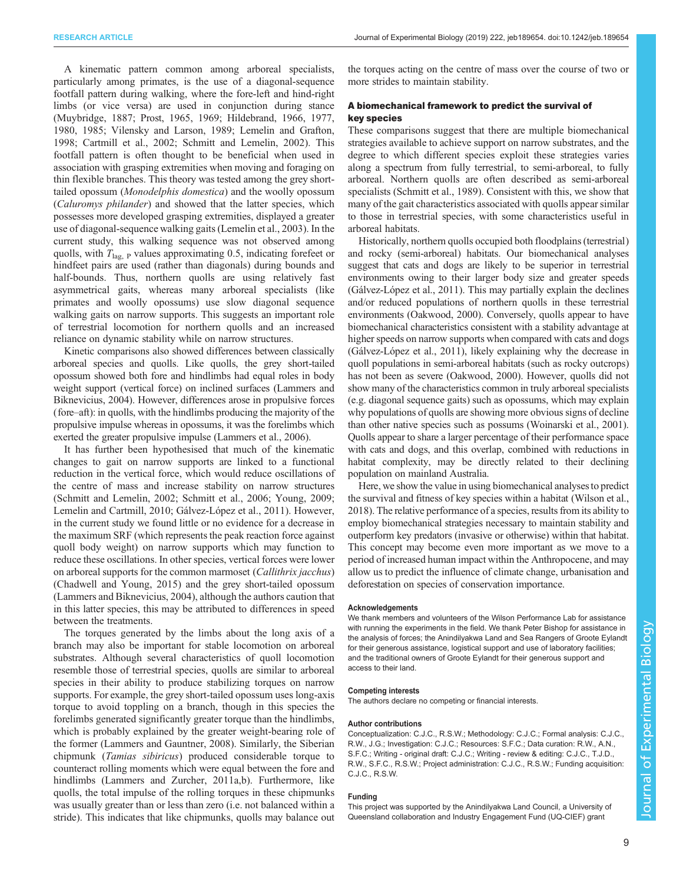A kinematic pattern common among arboreal specialists, particularly among primates, is the use of a diagonal-sequence footfall pattern during walking, where the fore-left and hind-right limbs (or vice versa) are used in conjunction during stance (Muybridge, 1887; Prost, 1965, 1969; Hildebrand, 1966, 1977, 1980, 1985; Vilensky and Larson, 1989; Lemelin and Grafton, 1998; Cartmill et al., 2002; Schmitt and Lemelin, 2002). This footfall pattern is often thought to be beneficial when used in association with grasping extremities when moving and foraging on thin flexible branches. This theory was tested among the grey short-tailed opossum (*Monodelphis domestica*) and the woolly opossum (*Caluromys philander*) and showed that the latter species, which possesses more developed grasping extremities, displayed a greater use of diagonal-sequence walking gaits (Lemelin et al., 2003). In the current study, this walking sequence was not observed among quolls, with $T_{\mathrm{lag,\ P}}$ values approximating 0.5, indicating forefeet or hindfeet pairs are used (rather than diagonals) during bounds and half-bounds. Thus, northern quolls are using relatively fast asymmetrical gaits, whereas many arboreal specialists (like primates and woolly opossums) use slow diagonal sequence walking gaits on narrow supports. This suggests an important role of terrestrial locomotion for northern quolls and an increased reliance on dynamic stability while on narrow structures.

Kinetic comparisons also showed differences between classically arboreal species and quolls. Like quolls, the grey short-tailed opossum showed both fore and hindlimbs had equal roles in body weight support (vertical force) on inclined surfaces (Lammers and Biknevicius, 2004). However, differences arose in propulsive forces (fore–aft): in quolls, with the hindlimbs producing the majority of the propulsive impulse whereas in opossums, it was the forelimbs which exerted the greater propulsive impulse (Lammers et al., 2006).

It has further been hypothesised that much of the kinematic changes to gait on narrow supports are linked to a functional reduction in the vertical force, which would reduce oscillations of the centre of mass and increase stability on narrow structures (Schmitt and Lemelin, 2002; Schmitt et al., 2006; Young, 2009; Lemelin and Cartmill, 2010; Gálvez-López et al., 2011). However, in the current study we found little or no evidence for a decrease in the maximum SRF (which represents the peak reaction force against quoll body weight) on narrow supports which may function to reduce these oscillations. In other species, vertical forces were lower on arboreal supports for the common marmoset (*Callithrix jacchus*) (Chadwell and Young, 2015) and the grey short-tailed opossum (Lammers and Biknevicius, 2004), although the authors caution that in this latter species, this may be attributed to differences in speed between the treatments.

The torques generated by the limbs about the long axis of a branch may also be important for stable locomotion on arboreal substrates. Although several characteristics of quoll locomotion resemble those of terrestrial species, quolls are similar to arboreal species in their ability to produce stabilizing torques on narrow supports. For example, the grey short-tailed opossum uses long-axis torque to avoid toppling on a branch, though in this species the forelimbs generated significantly greater torque than the hindlimbs, which is probably explained by the greater weight-bearing role of the former (Lammers and Gauntner, 2008). Similarly, the Siberian chipmunk (*Tamias sibiricus*) produced considerable torque to counteract rolling moments which were equal between the fore and hindlimbs (Lammers and Zurcher, 2011a,b). Furthermore, like quolls, the total impulse of the rolling torques in these chipmunks was usually greater than or less than zero (i.e. not balanced within a stride). This indicates that like chipmunks, quolls may balance out the torques acting on the centre of mass over the course of two or more strides to maintain stability.

### A biomechanical framework to predict the survival of key species

These comparisons suggest that there are multiple biomechanical strategies available to achieve support on narrow substrates, and the degree to which different species exploit these strategies varies along a spectrum from fully terrestrial, to semi-arboreal, to fully arboreal. Northern quolls are often described as semi-arboreal specialists (Schmitt et al., 1989). Consistent with this, we show that many of the gait characteristics associated with quolls appear similar to those in terrestrial species, with some characteristics useful in arboreal habitats.

Historically, northern quolls occupied both floodplains (terrestrial) and rocky (semi-arboreal) habitats. Our biomechanical analyses suggest that cats and dogs are likely to be superior in terrestrial environments owing to their larger body size and greater speeds (Gálvez-López et al., 2011). This may partially explain the declines and/or reduced populations of northern quolls in these terrestrial environments (Oakwood, 2000). Conversely, quolls appear to have biomechanical characteristics consistent with a stability advantage at higher speeds on narrow supports when compared with cats and dogs (Gálvez-López et al., 2011), likely explaining why the decrease in quoll populations in semi-arboreal habitats (such as rocky outcrops) has not been as severe (Oakwood, 2000). However, quolls did not show many of the characteristics common in truly arboreal specialists (e.g. diagonal sequence gaits) such as opossums, which may explain why populations of quolls are showing more obvious signs of decline than other native species such as possums (Woinarski et al., 2001). Quolls appear to share a larger percentage of their performance space with cats and dogs, and this overlap, combined with reductions in habitat complexity, may be directly related to their declining population on mainland Australia.

Here, we show the value in using biomechanical analyses to predict the survival and fitness of key species within a habitat (Wilson et al., 2018). The relative performance of a species, results from its ability to employ biomechanical strategies necessary to maintain stability and outperform key predators (invasive or otherwise) within that habitat. This concept may become even more important as we move to a period of increased human impact within the Anthropocene, and may allow us to predict the influence of climate change, urbanisation and deforestation on species of conservation importance.

#### Acknowledgements

We thank members and volunteers of the Wilson Performance Lab for assistance with running the experiments in the field. We thank Peter Bishop for assistance in the analysis of forces; the Anindilyakwa Land and Sea Rangers of Groote Eylandt for their generous assistance, logistical support and use of laboratory facilities; and the traditional owners of Groote Eylandt for their generous support and access to their land.

#### Competing interests

The authors declare no competing or financial interests.

#### Author contributions

Conceptualization: C.J.C., R.S.W.; Methodology: C.J.C.; Formal analysis: C.J.C., R.W., J.G.; Investigation: C.J.C.; Resources: S.F.C.; Data curation: R.W., A.N., S.F.C.; Writing - original draft: C.J.C.; Writing - review & editing: C.J.C., T.J.D., R.W., S.F.C., R.S.W.; Project administration: C.J.C., R.S.W.; Funding acquisition: C.J.C., R.S.W.

#### Funding

This project was supported by the Anindilyakwa Land Council, a University of Queensland collaboration and Industry Engagement Fund (UQ-CIEF) grant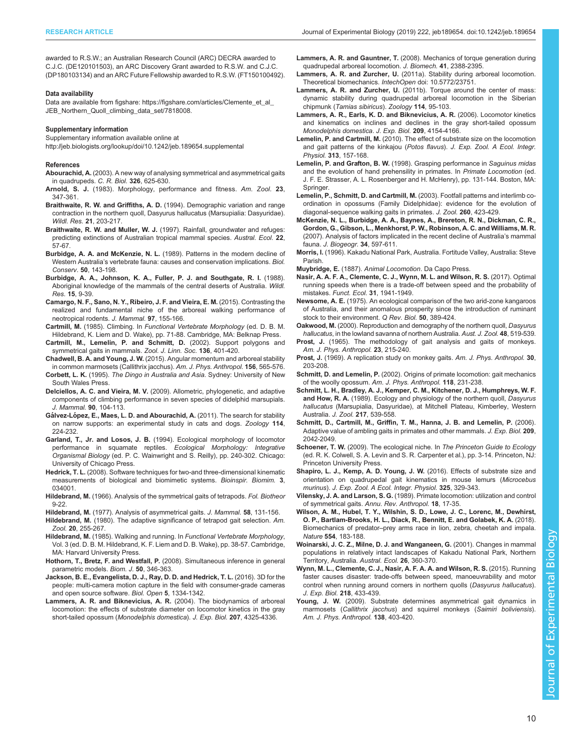awarded to R.S.W.; an Australian Research Council (ARC) DECRA awarded to C.J.C. (DE120101503), an ARC Discovery Grant awarded to R.S.W. and C.J.C. (DP180103134) and an ARC Future Fellowship awarded to R.S.W. (FT150100492).

#### Data availability

Data are available from figshare: https://figshare.com/articles/Clemente_et_al_JEB_Northern_Quoll_climbing_data_set/7818008.

#### Supplementary information

Supplementary information available online at http://jeb.biologists.org/lookup/doi/10.1242/jeb.189654.supplemental

#### References

**Abourachid, A.** (2003). A new way of analysing symmetrical and asymmetrical gaits in quadrupeds. *C. R. Biol.* **326**, 625-630.

**Arnold, S. J.** (1983). Morphology, performance and fitness. *Am. Zool.* **23**, 347-361.

**Braithwaite, R. W. and Griffiths, A. D.** (1994). Demographic variation and range contraction in the northern quoll, Dasyurus hallucatus (Marsupialia: Dasyuridae). *Wildl. Res.* **21**, 203-217.

**Braithwaite, R. W. and Muller, W. J.** (1997). Rainfall, groundwater and refuges: predicting extinctions of Australian tropical mammal species. *Austral. Ecol.* **22**, 57-67.

**Burbidge, A. A. and McKenzie, N. L.** (1989). Patterns in the modern decline of Western Australia's vertebrate fauna: causes and conservation implications. *Biol. Conserv.* **50**, 143-198.

**Burbidge, A. A., Johnson, K. A., Fuller, P. J. and Southgate, R. I.** (1988). Aboriginal knowledge of the mammals of the central deserts of Australia. *Wildl. Res.* **15**, 9-39.

**Camargo, N. F., Sano, N. Y., Ribeiro, J. F. and Vieira, E. M.** (2015). Contrasting the realized and fundamental niche of the arboreal walking performance of neotropical rodents. *J. Mammal.* **97**, 155-166.

**Cartmill, M.** (1985). Climbing. In *Functional Vertebrate Morphology* (ed. D. B. M. Hildebrand, K. Liem and D. Wake), pp. 71-88. Cambridge, MA: Belknap Press.

**Cartmill, M., Lemelin, P. and Schmitt, D.** (2002). Support polygons and symmetrical gaits in mammals. *Zool. J. Linn. Soc.* **136**, 401-420.

**Chadwell, B. A. and Young, J. W.** (2015). Angular momentum and arboreal stability in common marmosets (Callithrix jacchus). *Am. J. Phys. Anthropol.* **156**, 565-576.

**Corbett, L. K.** (1995). *The Dingo in Australia and Asia*. Sydney: University of New South Wales Press.

**Delciellos, A. C. and Vieira, M. V.** (2009). Allometric, phylogenetic, and adaptive components of climbing performance in seven species of didelphid marsupials. *J. Mammal.* **90**, 104-113.

**Gálvez-López, E., Maes, L. D. and Abourachid, A.** (2011). The search for stability on narrow supports: an experimental study in cats and dogs. *Zoology* **114**, 224-232.

**Garland, T., Jr. and Losos, J. B.** (1994). Ecological morphology of locomotor performance in squamate reptiles. *Ecological Morphology: Integrative Organismal Biology* (ed. P. C. Wainwright and S. Reilly), pp. 240-302. Chicago: University of Chicago Press.

**Hedrick, T. L.** (2008). Software techniques for two-and three-dimensional kinematic measurements of biological and biomimetic systems. *Bioinspir. Biomim.* **3**, 034001.

**Hildebrand, M.** (1966). Analysis of the symmetrical gaits of tetrapods. *Fol. Biotheor* 9-22.

**Hildebrand, M.** (1977). Analysis of asymmetrical gaits. *J. Mammal.* **58**, 131-156.

**Hildebrand, M.** (1980). The adaptive significance of tetrapod gait selection. *Am. Zool.* **20**, 255-267.

**Hildebrand, M.** (1985). Walking and running. In *Functional Vertebrate Morphology*, Vol. 3 (ed. D. B. M. Hildebrand, K. F. Liem and D. B. Wake), pp. 38-57. Cambridge, MA: Harvard University Press.

**Hothorn, T., Bretz, F. and Westfall, P.** (2008). Simultaneous inference in general parametric models. *Biom. J.* **50**, 346-363.

**Jackson, B. E., Evangelista, D. J., Ray, D. D. and Hedrick, T. L.** (2016). 3D for the people: multi-camera motion capture in the field with consumer-grade cameras and open source software. *Biol. Open* **5**, 1334-1342.

**Lammers, A. R. and Biknevicius, A. R.** (2004). The biodynamics of arboreal locomotion: the effects of substrate diameter on locomotor kinetics in the gray short-tailed opossum (*Monodelphis domestica*). *J. Exp. Biol.* **207**, 4325-4336.

**Lammers, A. R. and Gauntner, T.** (2008). Mechanics of torque generation during quadrupedal arboreal locomotion. *J. Biomech.* **41**, 2388-2395.

**Lammers, A. R. and Zurcher, U.** (2011a). Stability during arboreal locomotion. Theoretical biomechanics. *IntechOpen* doi: 10.5772/23751.

**Lammers, A. R. and Zurcher, U.** (2011b). Torque around the center of mass: dynamic stability during quadrupedal arboreal locomotion in the Siberian chipmunk (*Tamias sibiricus*). *Zoology* **114**, 95-103.

**Lammers, A. R., Earls, K. D. and Biknevicius, A. R.** (2006). Locomotor kinetics and kinematics on inclines and declines in the gray short-tailed opossum *Monodelphis domestica*. *J. Exp. Biol.* **209**, 4154-4166.

**Lemelin, P. and Cartmill, M.** (2010). The effect of substrate size on the locomotion and gait patterns of the kinkajou (*Potos flavus*). *J. Exp. Zool. A Ecol. Integr. Physiol.* **313**, 157-168.

**Lemelin, P. and Grafton, B. W.** (1998). Grasping performance in *Saguinus midas* and the evolution of hand prehensility in primates. In *Primate Locomotion* (ed. J. F. E. Strasser, A. L. Rosenberger and H. McHenry), pp. 131-144. Boston, MA: Springer.

**Lemelin, P., Schmitt, D. and Cartmill, M.** (2003). Footfall patterns and interlimb co-ordination in opossums (Family Didelphidae): evidence for the evolution of diagonal-sequence walking gaits in primates. *J. Zool.* **260**, 423-429.

**McKenzie, N. L., Burbidge, A. A., Baynes, A., Brereton, R. N., Dickman, C. R., Gordon, G., Gibson, L., Menkhorst, P. W., Robinson, A. C. and Williams, M. R.** (2007). Analysis of factors implicated in the recent decline of Australia's mammal fauna. *J. Biogeogr.* **34**, 597-611.

**Morris, I.** (1996). Kakadu National Park, Australia. Fortitude Valley, Australia: Steve Parish.

**Muybridge, E.** (1887). *Animal Locomotion*. Da Capo Press.

**Nasir, A. F. A. F. A., Clemente, C. J., Wynn, M. L. and Wilson, R. S.** (2017). Optimal running speeds when there is a trade-off between speed and the probability of mistakes. *Funct. Ecol.* **31**, 1941-1949.

**Newsome, A. E.** (1975). An ecological comparison of the two arid-zone kangaroos of Australia, and their anomalous prosperity since the introduction of ruminant stock to their environment. *Q Rev. Biol.* **50**, 389-424.

**Oakwood, M.** (2000). Reproduction and demography of the northern quoll, *Dasyurus hallucatus*, in the lowland savanna of northern Australia. *Aust. J. Zool.* **48**, 519-539.

**Prost, J.** (1965). The methodology of gait analysis and gaits of monkeys. *Am. J. Phys. Anthropol.* **23**, 215-240.

**Prost, J.** (1969). A replication study on monkey gaits. *Am. J. Phys. Anthropol.* **30**, 203-208.

**Schmitt, D. and Lemelin, P.** (2002). Origins of primate locomotion: gait mechanics of the woolly opossum. *Am. J. Phys. Anthropol.* **118**, 231-238.

**Schmitt, L. H., Bradley, A. J., Kemper, C. M., Kitchener, D. J., Humphreys, W. F. and How, R. A.** (1989). Ecology and physiology of the northern quoll, *Dasyurus hallucatus* (Marsupialia, Dasyuridae), at Mitchell Plateau, Kimberley, Western Australia. *J. Zool.* **217**, 539-558.

**Schmitt, D., Cartmill, M., Griffin, T. M., Hanna, J. B. and Lemelin, P.** (2006). Adaptive value of ambling gaits in primates and other mammals. *J. Exp. Biol.* **209**, 2042-2049.

**Schoener, T. W.** (2009). The ecological niche. In *The Princeton Guide to Ecology* (ed. R. K. Colwell, S. A. Levin and S. R. Carpenter et al.), pp. 3-14. Princeton, NJ: Princeton University Press.

**Shapiro, L. J., Kemp, A. D. Young, J. W.** (2016). Effects of substrate size and orientation on quadrupedal gait kinematics in mouse lemurs (*Microcebus murinus*). *J. Exp. Zool. A Ecol. Integr. Physiol.* **325**, 329-343.

**Vilensky, J. A. and Larson, S. G.** (1989). Primate locomotion: utilization and control of symmetrical gaits. *Annu. Rev. Anthropol.* **18**, 17-35.

**Wilson, A. M., Hubel, T. Y., Wilshin, S. D., Lowe, J. C., Lorenc, M., Dewhirst, O. P., Bartlam-Brooks, H. L., Diack, R., Bennitt, E. and Golabek, K. A.** (2018). Biomechanics of predator–prey arms race in lion, zebra, cheetah and impala. *Nature* **554**, 183-188.

**Woinarski, J. C. Z., Milne, D. J. and Wanganeen, G.** (2001). Changes in mammal populations in relatively intact landscapes of Kakadu National Park, Northern Territory, Australia. *Austral. Ecol.* **26**, 360-370.

**Wynn, M. L., Clemente, C. J., Nasir, A. F. A. A. and Wilson, R. S.** (2015). Running faster causes disaster: trade-offs between speed, manoeuvrability and motor control when running around corners in northern quolls (*Dasyurus hallucatus*). *J. Exp. Biol.* **218**, 433-439.

**Young, J. W.** (2009). Substrate determines asymmetrical gait dynamics in marmosets (*Callithrix jacchus*) and squirrel monkeys (*Saimiri boliviensis*). *Am. J. Phys. Anthropol.* **138**, 403-420.